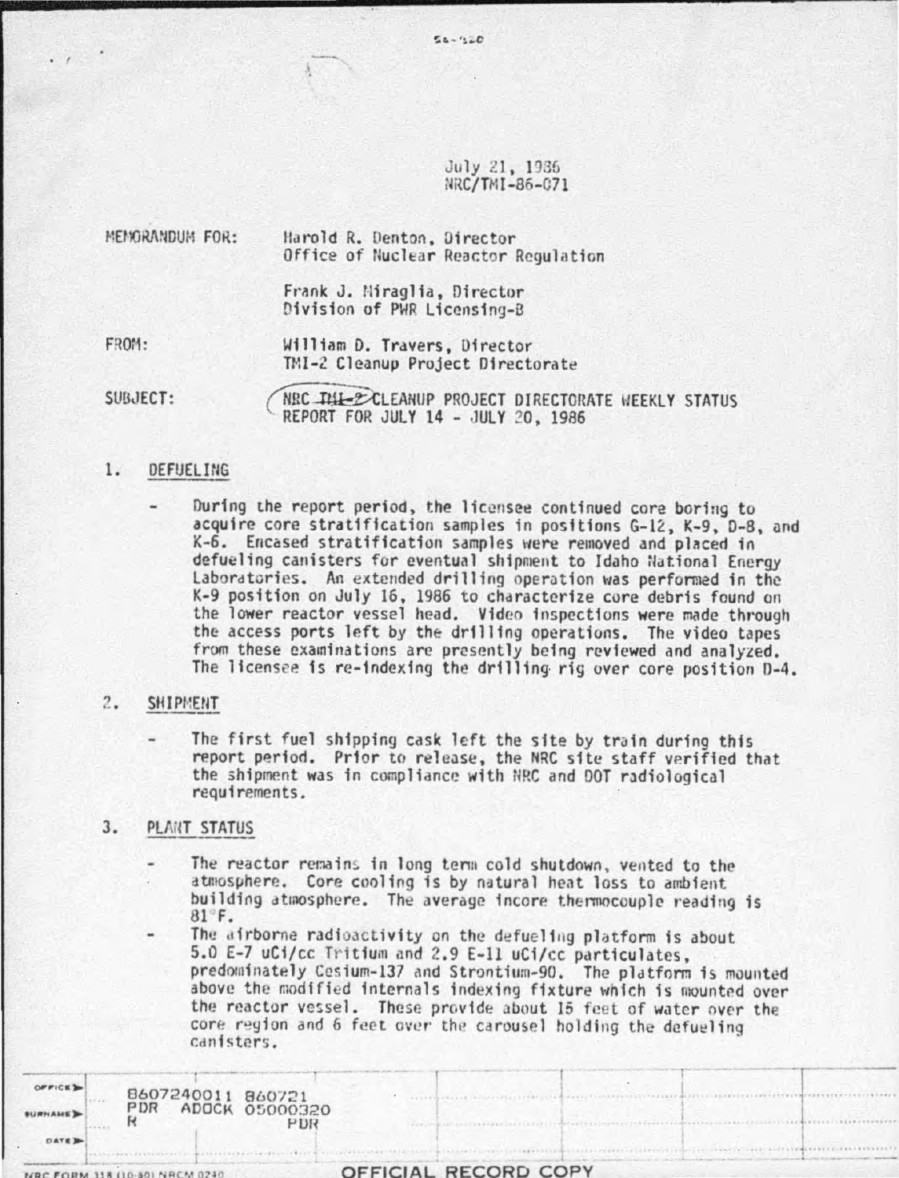July 21, 1986
NRC/TMI-86-071

MEMORANDUM FOR: Harold R. Denton, Director
Office of Nuclear Reactor Regulation

Frank J. Miraglia, Director
Division of PWR Licensing-B

FROM: William D. Travers, Director
TMI-2 Cleanup Project Directorate

SUBJECT: NRC TMI-2 CLEANUP PROJECT DIRECTORATE WEEKLY STATUS REPORT FOR JULY 14 - JULY 20, 1986

1. DEFUELING

- During the report period, the licensee continued core boring to acquire core stratification samples in positions G-12, K-9, D-8, and K-6. Encased stratification samples were removed and placed in defueling canisters for eventual shipment to Idaho National Energy Laboratories. An extended drilling operation was performed in the K-9 position on July 16, 1986 to characterize core debris found on the lower reactor vessel head. Video inspections were made through the access ports left by the drilling operations. The video tapes from these examinations are presently being reviewed and analyzed. The licensee is re-indexing the drilling rig over core position D-4.

2. SHIPMENT

- The first fuel shipping cask left the site by train during this report period. Prior to release, the NRC site staff verified that the shipment was in compliance with NRC and DOT radiological requirements.

3. PLANT STATUS

- The reactor remains in long term cold shutdown, vented to the atmosphere. Core cooling is by natural heat loss to ambient building atmosphere. The average incore thermocouple reading is 81°F.
- The airborne radioactivity on the defueling platform is about 5.0 E-7 uCi/cc Tritium and 2.9 E-11 uCi/cc particulates, predominately Cesium-137 and Strontium-90. The platform is mounted above the modified internals indexing fixture which is mounted over the reactor vessel. These provide about 15 feet of water over the core region and 6 feet over the carousel holding the defueling canisters.

8607240011 860721
PDR ADOCK 05000320
R PDR

OFFICIAL RECORD COPY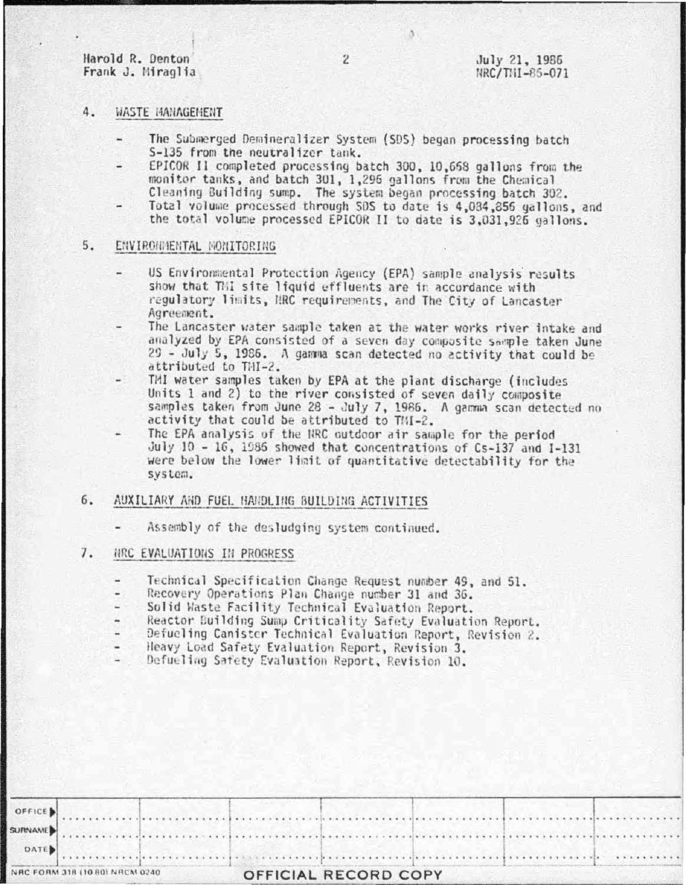Harold R. Denton
Frank J. Miraglia

July 21, 1986
NRC/TMI-86-071

4. WASTE MANAGEMENT

- The Submerged Demineralizer System (SDS) began processing batch S-135 from the neutralizer tank.
- EPICOR II completed processing batch 300, 10,668 gallons from the monitor tanks, and batch 301, 1,296 gallons from the Chemical Cleaning Building sump. The system began processing batch 302.
- Total volume processed through SDS to date is 4,084,856 gallons, and the total volume processed EPICOR II to date is 3,031,926 gallons.

5. ENVIRONMENTAL MONITORING

- US Environmental Protection Agency (EPA) sample analysis results show that TMI site liquid effluents are in accordance with regulatory limits, NRC requirements, and The City of Lancaster Agreement.
- The Lancaster water sample taken at the water works river intake and analyzed by EPA consisted of a seven day composite sample taken June 29 - July 5, 1986. A gamma scan detected no activity that could be attributed to TMI-2.
- TMI water samples taken by EPA at the plant discharge (includes Units 1 and 2) to the river consisted of seven daily composite samples taken from June 28 - July 7, 1986. A gamma scan detected no activity that could be attributed to TMI-2.
- The EPA analysis of the NRC outdoor air sample for the period July 10 - 16, 1986 showed that concentrations of Cs-137 and I-131 were below the lower limit of quantitative detectability for the system.

6. AUXILIARY AND FUEL HANDLING BUILDING ACTIVITIES

- Assembly of the desludging system continued.

7. NRC EVALUATIONS IN PROGRESS

- Technical Specification Change Request number 49, and 51.
- Recovery Operations Plan Change number 31 and 36.
- Solid Waste Facility Technical Evaluation Report.
- Reactor Building Sump Criticality Safety Evaluation Report.
- Defueling Canister Technical Evaluation Report, Revision 2.
- Heavy Load Safety Evaluation Report, Revision 3.
- Defueling Safety Evaluation Report, Revision 10.

| OFFICE | | | | | | | |
|---|---|---|---|---|---|---|---|
| SURNAME | | | | | | | |
| DATE | | | | | | | |

NRC FORM 318 (10 80) NRCM 0240

OFFICIAL RECORD COPY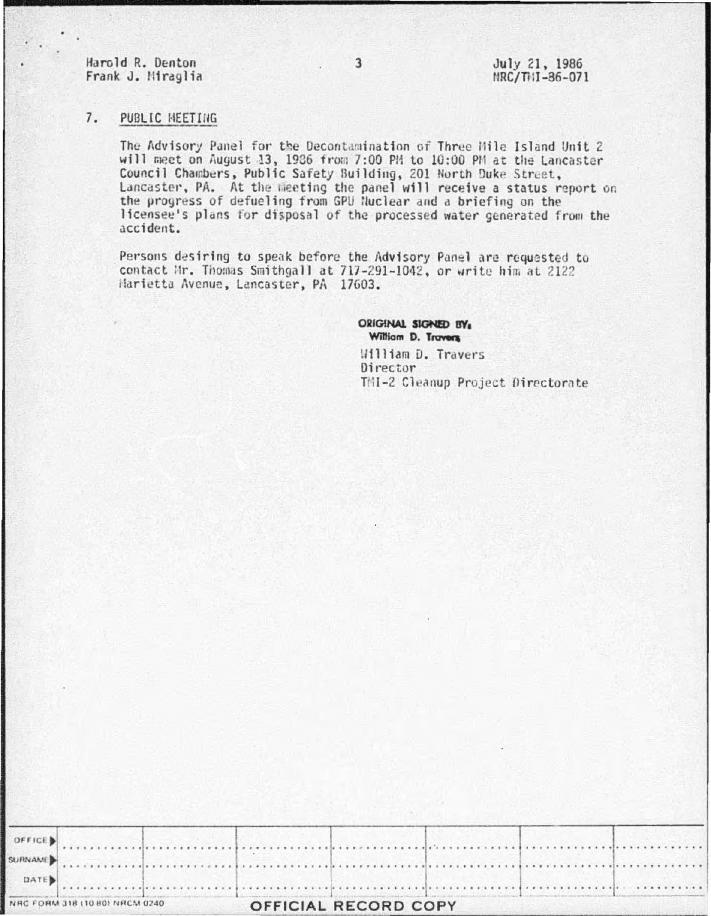## 7. PUBLIC MEETING

The Advisory Panel for the Decontamination of Three Mile Island Unit 2 will meet on August 13, 1986 from 7:00 PM to 10:00 PM at the Lancaster Council Chambers, Public Safety Building, 201 North Duke Street, Lancaster, PA. At the meeting the panel will receive a status report on the progress of defueling from GPU Nuclear and a briefing on the licensee's plans for disposal of the processed water generated from the accident.

Persons desiring to speak before the Advisory Panel are requested to contact Mr. Thomas Smithgall at 717-291-1042, or write him at 2122 Marietta Avenue, Lancaster, PA 17603.

ORIGINAL SIGNED BY:
William D. Travers

William D. Travers
Director
TMI-2 Cleanup Project Directorate

| OFFICE ▶ | | | | | | | |
|---|---|---|---|---|---|---|---|
| SURNAME ▶ | | | | | | | |
| DATE ▶ | | | | | | | |

NRC FORM 318 (10 80) NRCM 0240

OFFICIAL RECORD COPY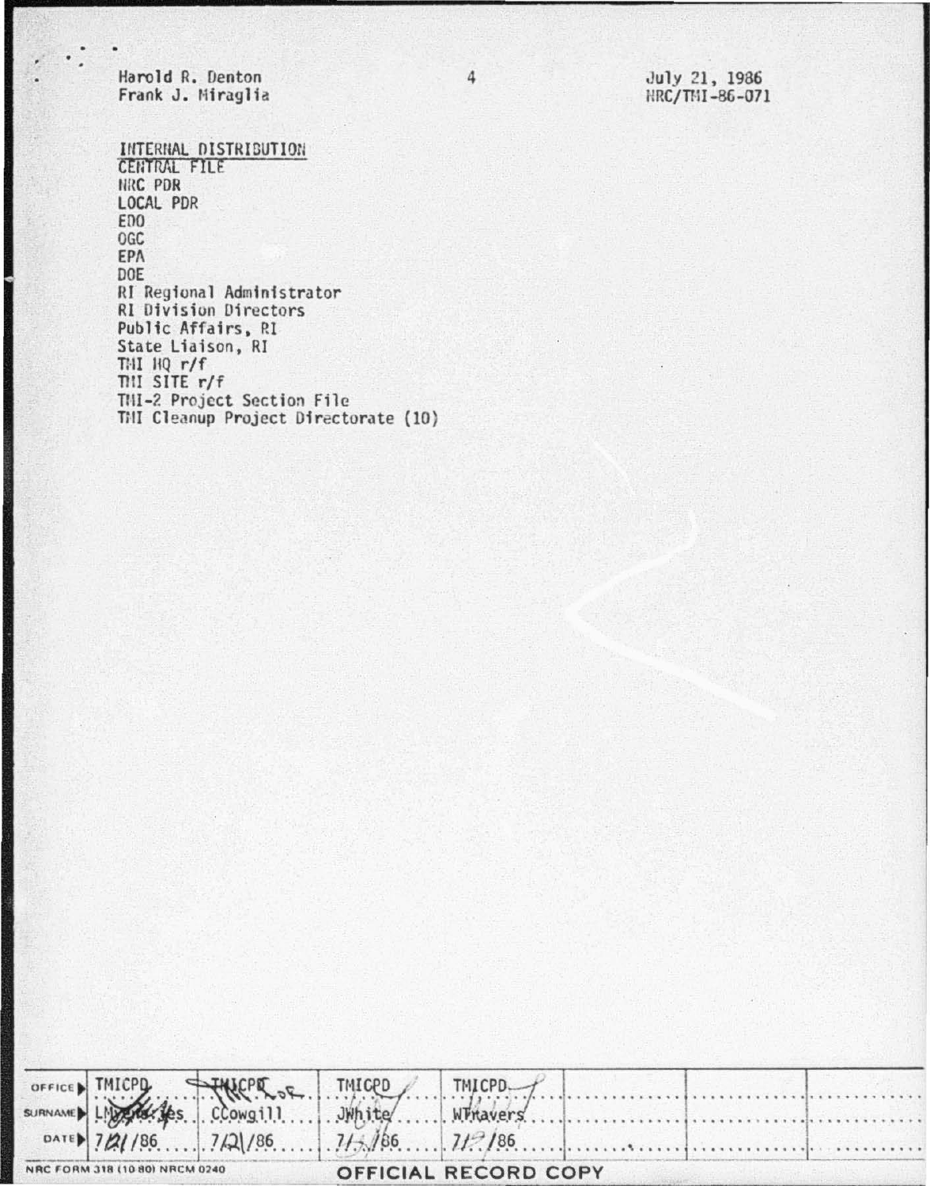**INTERNAL DISTRIBUTION**

CENTRAL FILE
NRC PDR
LOCAL PDR
EDO
OGC
EPA
DOE
RI Regional Administrator
RI Division Directors
Public Affairs, RI
State Liaison, RI
TMI HQ r/f
TMI SITE r/f
TMI-2 Project Section File
TMI Cleanup Project Directorate (10)

| | | | | | | | |
|---|---|---|---|---|---|---|---|
| OFFICE | TMICPD | TMICPD | TMICPD | TMICPD | | | |
| SURNAME | LMyers | CCowgill | JWhite | WTravers | | | |
| DATE | 7/21/86 | 7/21/86 | 7/ /86 | 7/ /86 | | | |

NRC FORM 318 (10 80) NRCM 0240

OFFICIAL RECORD COPY